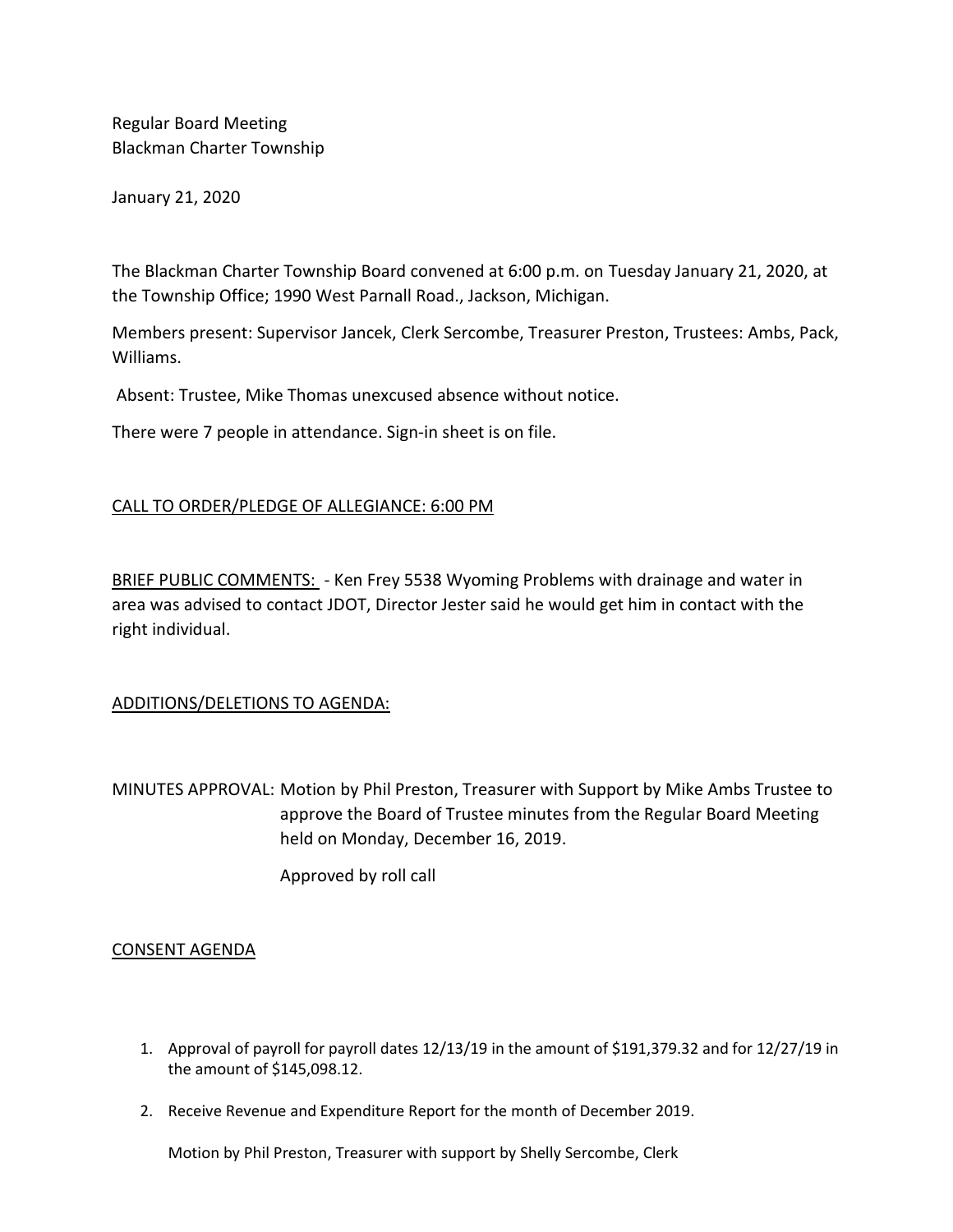Regular Board Meeting
Blackman Charter Township

January 21, 2020

The Blackman Charter Township Board convened at 6:00 p.m. on Tuesday January 21, 2020, at the Township Office; 1990 West Parnall Road., Jackson, Michigan.

Members present: Supervisor Jancek, Clerk Sercombe, Treasurer Preston, Trustees: Ambs, Pack, Williams.

Absent: Trustee, Mike Thomas unexcused absence without notice.

There were 7 people in attendance. Sign-in sheet is on file.

<u>CALL TO ORDER/PLEDGE OF ALLEGIANCE: 6:00 PM</u>

<u>BRIEF PUBLIC COMMENTS:</u> - Ken Frey 5538 Wyoming Problems with drainage and water in area was advised to contact JDOT, Director Jester said he would get him in contact with the right individual.

<u>ADDITIONS/DELETIONS TO AGENDA:</u>

MINUTES APPROVAL: Motion by Phil Preston, Treasurer with Support by Mike Ambs Trustee to approve the Board of Trustee minutes from the Regular Board Meeting held on Monday, December 16, 2019.

Approved by roll call

<u>CONSENT AGENDA</u>

1. Approval of payroll for payroll dates 12/13/19 in the amount of $191,379.32 and for 12/27/19 in the amount of $145,098.12.

2. Receive Revenue and Expenditure Report for the month of December 2019.

   Motion by Phil Preston, Treasurer with support by Shelly Sercombe, Clerk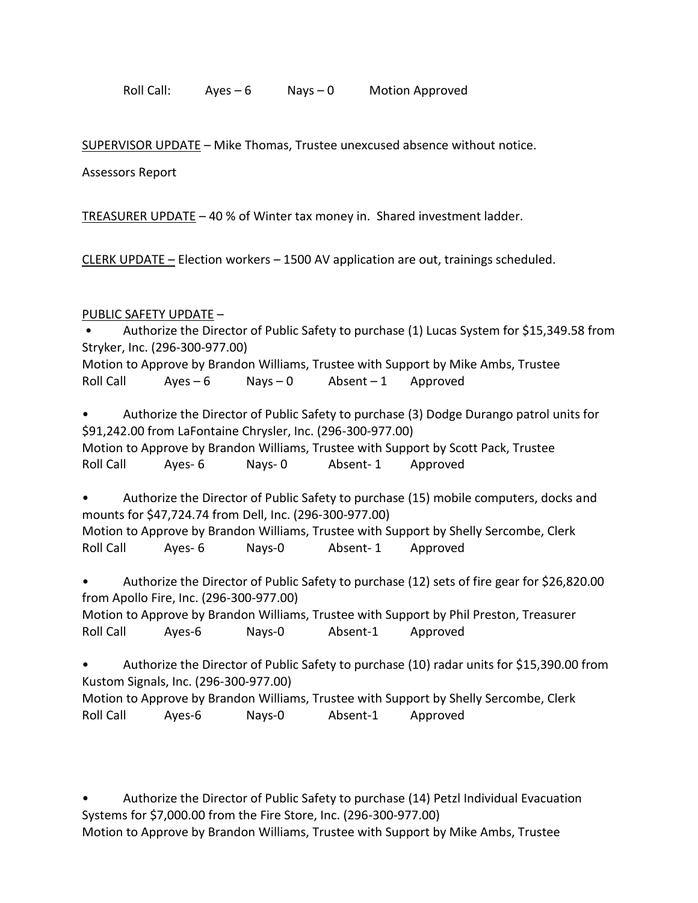Roll Call: Ayes – 6 Nays – 0 Motion Approved

<u>SUPERVISOR UPDATE</u> – Mike Thomas, Trustee unexcused absence without notice.

Assessors Report

<u>TREASURER UPDATE</u> – 40 % of Winter tax money in. Shared investment ladder.

<u>CLERK UPDATE –</u> Election workers – 1500 AV application are out, trainings scheduled.

<u>PUBLIC SAFETY UPDATE</u> –

- Authorize the Director of Public Safety to purchase (1) Lucas System for $15,349.58 from Stryker, Inc. (296-300-977.00)
  Motion to Approve by Brandon Williams, Trustee with Support by Mike Ambs, Trustee
  Roll Call Ayes – 6 Nays – 0 Absent – 1 Approved

- Authorize the Director of Public Safety to purchase (3) Dodge Durango patrol units for $91,242.00 from LaFontaine Chrysler, Inc. (296-300-977.00)
  Motion to Approve by Brandon Williams, Trustee with Support by Scott Pack, Trustee
  Roll Call Ayes- 6 Nays- 0 Absent- 1 Approved

- Authorize the Director of Public Safety to purchase (15) mobile computers, docks and mounts for $47,724.74 from Dell, Inc. (296-300-977.00)
  Motion to Approve by Brandon Williams, Trustee with Support by Shelly Sercombe, Clerk
  Roll Call Ayes- 6 Nays-0 Absent- 1 Approved

- Authorize the Director of Public Safety to purchase (12) sets of fire gear for $26,820.00 from Apollo Fire, Inc. (296-300-977.00)
  Motion to Approve by Brandon Williams, Trustee with Support by Phil Preston, Treasurer
  Roll Call Ayes-6 Nays-0 Absent-1 Approved

- Authorize the Director of Public Safety to purchase (10) radar units for $15,390.00 from Kustom Signals, Inc. (296-300-977.00)
  Motion to Approve by Brandon Williams, Trustee with Support by Shelly Sercombe, Clerk
  Roll Call Ayes-6 Nays-0 Absent-1 Approved

- Authorize the Director of Public Safety to purchase (14) Petzl Individual Evacuation Systems for $7,000.00 from the Fire Store, Inc. (296-300-977.00)
  Motion to Approve by Brandon Williams, Trustee with Support by Mike Ambs, Trustee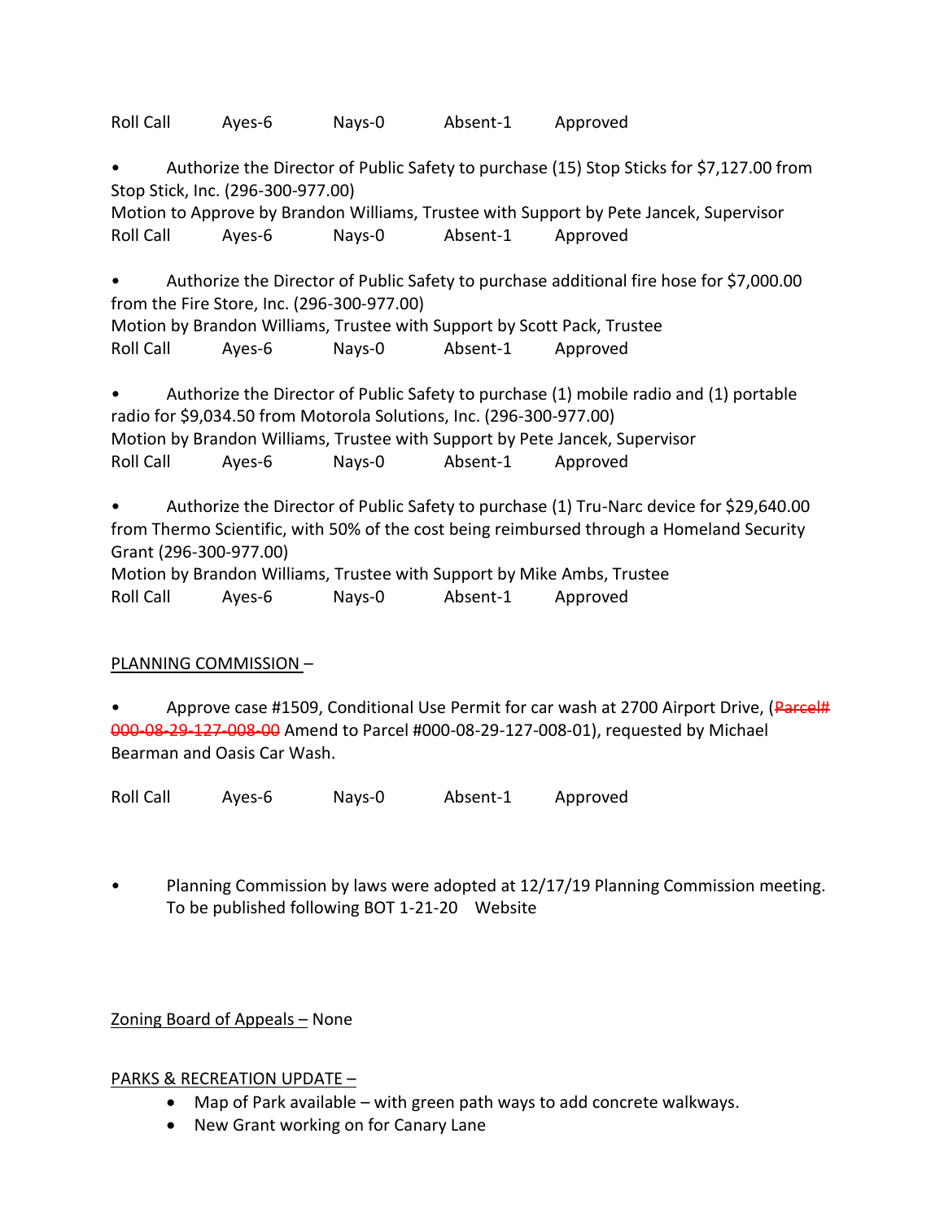Roll Call    Ayes-6    Nays-0    Absent-1    Approved

- Authorize the Director of Public Safety to purchase (15) Stop Sticks for $7,127.00 from Stop Stick, Inc. (296-300-977.00)

Motion to Approve by Brandon Williams, Trustee with Support by Pete Jancek, Supervisor
Roll Call    Ayes-6    Nays-0    Absent-1    Approved

- Authorize the Director of Public Safety to purchase additional fire hose for $7,000.00 from the Fire Store, Inc. (296-300-977.00)

Motion by Brandon Williams, Trustee with Support by Scott Pack, Trustee
Roll Call    Ayes-6    Nays-0    Absent-1    Approved

- Authorize the Director of Public Safety to purchase (1) mobile radio and (1) portable radio for $9,034.50 from Motorola Solutions, Inc. (296-300-977.00)

Motion by Brandon Williams, Trustee with Support by Pete Jancek, Supervisor
Roll Call    Ayes-6    Nays-0    Absent-1    Approved

- Authorize the Director of Public Safety to purchase (1) Tru-Narc device for $29,640.00 from Thermo Scientific, with 50% of the cost being reimbursed through a Homeland Security Grant (296-300-977.00)

Motion by Brandon Williams, Trustee with Support by Mike Ambs, Trustee
Roll Call    Ayes-6    Nays-0    Absent-1    Approved

PLANNING COMMISSION –

- Approve case #1509, Conditional Use Permit for car wash at 2700 Airport Drive, (~~Parcel# 000-08-29-127-008-00~~ Amend to Parcel #000-08-29-127-008-01), requested by Michael Bearman and Oasis Car Wash.

Roll Call    Ayes-6    Nays-0    Absent-1    Approved

- Planning Commission by laws were adopted at 12/17/19 Planning Commission meeting. To be published following BOT 1-21-20    Website

Zoning Board of Appeals – None

PARKS & RECREATION UPDATE –

- Map of Park available – with green path ways to add concrete walkways.
- New Grant working on for Canary Lane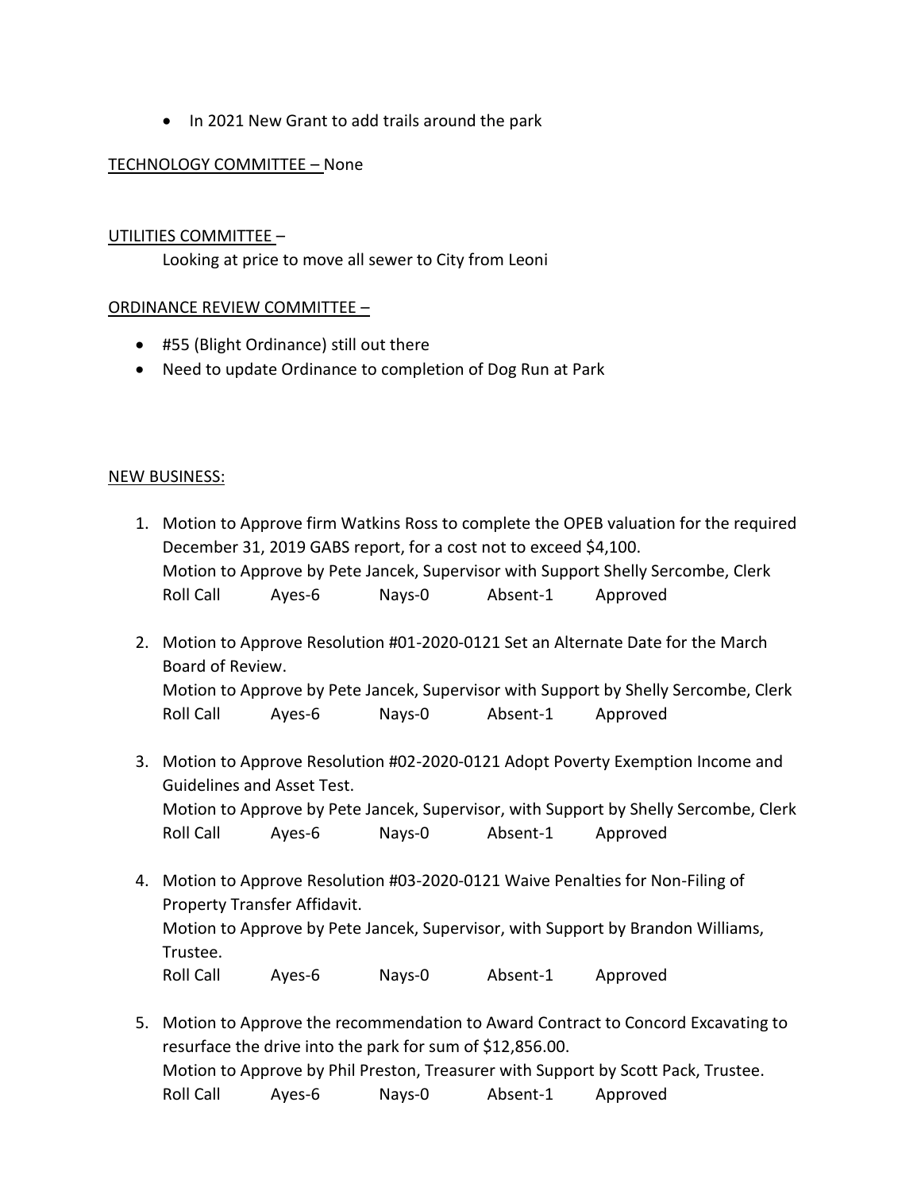- In 2021 New Grant to add trails around the park

TECHNOLOGY COMMITTEE – None

UTILITIES COMMITTEE –

Looking at price to move all sewer to City from Leoni

ORDINANCE REVIEW COMMITTEE –

- #55 (Blight Ordinance) still out there
- Need to update Ordinance to completion of Dog Run at Park

NEW BUSINESS:

1. Motion to Approve firm Watkins Ross to complete the OPEB valuation for the required December 31, 2019 GABS report, for a cost not to exceed $4,100.
   Motion to Approve by Pete Jancek, Supervisor with Support Shelly Sercombe, Clerk
   Roll Call Ayes-6 Nays-0 Absent-1 Approved

2. Motion to Approve Resolution #01-2020-0121 Set an Alternate Date for the March Board of Review.
   Motion to Approve by Pete Jancek, Supervisor with Support by Shelly Sercombe, Clerk
   Roll Call Ayes-6 Nays-0 Absent-1 Approved

3. Motion to Approve Resolution #02-2020-0121 Adopt Poverty Exemption Income and Guidelines and Asset Test.
   Motion to Approve by Pete Jancek, Supervisor, with Support by Shelly Sercombe, Clerk
   Roll Call Ayes-6 Nays-0 Absent-1 Approved

4. Motion to Approve Resolution #03-2020-0121 Waive Penalties for Non-Filing of Property Transfer Affidavit.
   Motion to Approve by Pete Jancek, Supervisor, with Support by Brandon Williams, Trustee.
   Roll Call Ayes-6 Nays-0 Absent-1 Approved

5. Motion to Approve the recommendation to Award Contract to Concord Excavating to resurface the drive into the park for sum of $12,856.00.
   Motion to Approve by Phil Preston, Treasurer with Support by Scott Pack, Trustee.
   Roll Call Ayes-6 Nays-0 Absent-1 Approved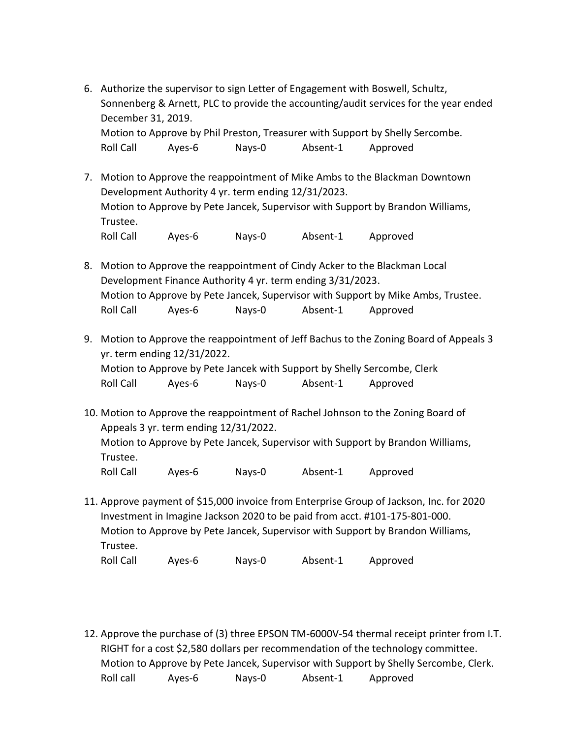6. Authorize the supervisor to sign Letter of Engagement with Boswell, Schultz, Sonnenberg & Arnett, PLC to provide the accounting/audit services for the year ended December 31, 2019.
   Motion to Approve by Phil Preston, Treasurer with Support by Shelly Sercombe.
   Roll Call Ayes-6 Nays-0 Absent-1 Approved

7. Motion to Approve the reappointment of Mike Ambs to the Blackman Downtown Development Authority 4 yr. term ending 12/31/2023.
   Motion to Approve by Pete Jancek, Supervisor with Support by Brandon Williams, Trustee.
   Roll Call Ayes-6 Nays-0 Absent-1 Approved

8. Motion to Approve the reappointment of Cindy Acker to the Blackman Local Development Finance Authority 4 yr. term ending 3/31/2023.
   Motion to Approve by Pete Jancek, Supervisor with Support by Mike Ambs, Trustee.
   Roll Call Ayes-6 Nays-0 Absent-1 Approved

9. Motion to Approve the reappointment of Jeff Bachus to the Zoning Board of Appeals 3 yr. term ending 12/31/2022.
   Motion to Approve by Pete Jancek with Support by Shelly Sercombe, Clerk
   Roll Call Ayes-6 Nays-0 Absent-1 Approved

10. Motion to Approve the reappointment of Rachel Johnson to the Zoning Board of Appeals 3 yr. term ending 12/31/2022.
    Motion to Approve by Pete Jancek, Supervisor with Support by Brandon Williams, Trustee.
    Roll Call Ayes-6 Nays-0 Absent-1 Approved

11. Approve payment of $15,000 invoice from Enterprise Group of Jackson, Inc. for 2020 Investment in Imagine Jackson 2020 to be paid from acct. #101-175-801-000.
    Motion to Approve by Pete Jancek, Supervisor with Support by Brandon Williams, Trustee.
    Roll Call Ayes-6 Nays-0 Absent-1 Approved

12. Approve the purchase of (3) three EPSON TM-6000V-54 thermal receipt printer from I.T. RIGHT for a cost $2,580 dollars per recommendation of the technology committee.
    Motion to Approve by Pete Jancek, Supervisor with Support by Shelly Sercombe, Clerk.
    Roll call Ayes-6 Nays-0 Absent-1 Approved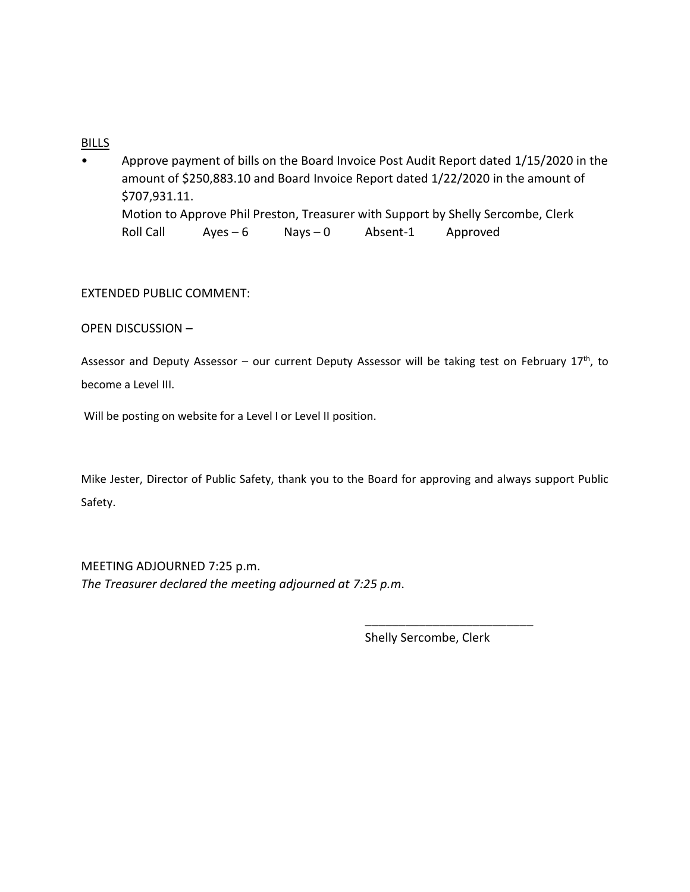<u>BILLS</u>

- Approve payment of bills on the Board Invoice Post Audit Report dated 1/15/2020 in the amount of $250,883.10 and Board Invoice Report dated 1/22/2020 in the amount of $707,931.11.
  Motion to Approve Phil Preston, Treasurer with Support by Shelly Sercombe, Clerk
  Roll Call Ayes – 6 Nays – 0 Absent-1 Approved

EXTENDED PUBLIC COMMENT:

OPEN DISCUSSION –

Assessor and Deputy Assessor – our current Deputy Assessor will be taking test on February 17th, to become a Level III.

Will be posting on website for a Level I or Level II position.

Mike Jester, Director of Public Safety, thank you to the Board for approving and always support Public Safety.

MEETING ADJOURNED 7:25 p.m.
*The Treasurer declared the meeting adjourned at 7:25 p.m*.

_________________________
Shelly Sercombe, Clerk